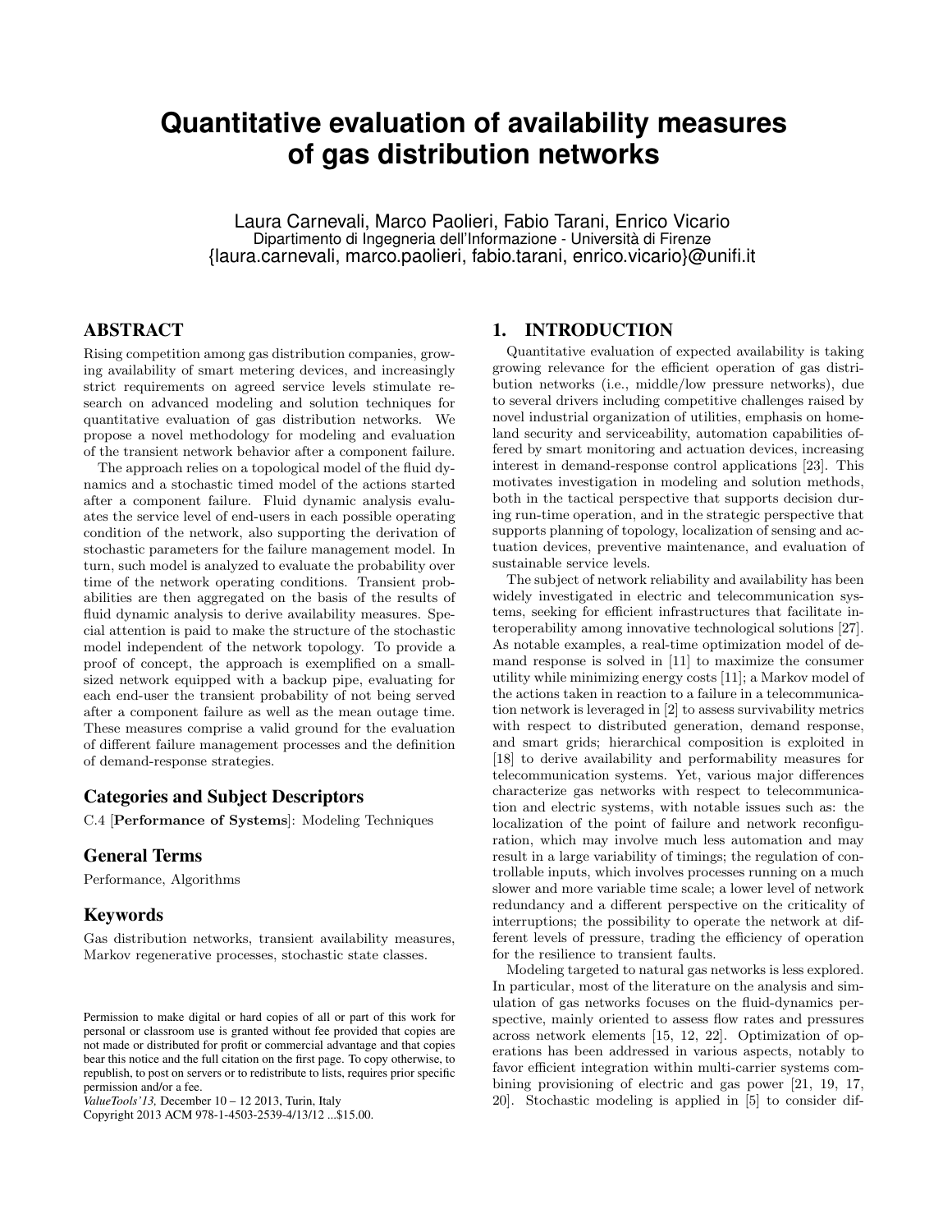# Quantitative evaluation of availability measures of gas distribution networks

Laura Carnevali, Marco Paolieri, Fabio Tarani, Enrico Vicario
Dipartimento di Ingegneria dell'Informazione - Università di Firenze
{laura.carnevali, marco.paolieri, fabio.tarani, enrico.vicario}@unifi.it

## ABSTRACT

Rising competition among gas distribution companies, growing availability of smart metering devices, and increasingly strict requirements on agreed service levels stimulate research on advanced modeling and solution techniques for quantitative evaluation of gas distribution networks. We propose a novel methodology for modeling and evaluation of the transient network behavior after a component failure.

The approach relies on a topological model of the fluid dynamics and a stochastic timed model of the actions started after a component failure. Fluid dynamic analysis evaluates the service level of end-users in each possible operating condition of the network, also supporting the derivation of stochastic parameters for the failure management model. In turn, such model is analyzed to evaluate the probability over time of the network operating conditions. Transient probabilities are then aggregated on the basis of the results of fluid dynamic analysis to derive availability measures. Special attention is paid to make the structure of the stochastic model independent of the network topology. To provide a proof of concept, the approach is exemplified on a small-sized network equipped with a backup pipe, evaluating for each end-user the transient probability of not being served after a component failure as well as the mean outage time. These measures comprise a valid ground for the evaluation of different failure management processes and the definition of demand-response strategies.

### Categories and Subject Descriptors

C.4 [**Performance of Systems**]: Modeling Techniques

### General Terms

Performance, Algorithms

### Keywords

Gas distribution networks, transient availability measures, Markov regenerative processes, stochastic state classes.

Permission to make digital or hard copies of all or part of this work for personal or classroom use is granted without fee provided that copies are not made or distributed for profit or commercial advantage and that copies bear this notice and the full citation on the first page. To copy otherwise, to republish, to post on servers or to redistribute to lists, requires prior specific permission and/or a fee.
*ValueTools'13,* December 10 – 12 2013, Turin, Italy
Copyright 2013 ACM 978-1-4503-2539-4/13/12 ...$15.00.

## 1. INTRODUCTION

Quantitative evaluation of expected availability is taking growing relevance for the efficient operation of gas distribution networks (i.e., middle/low pressure networks), due to several drivers including competitive challenges raised by novel industrial organization of utilities, emphasis on homeland security and serviceability, automation capabilities offered by smart monitoring and actuation devices, increasing interest in demand-response control applications [23]. This motivates investigation in modeling and solution methods, both in the tactical perspective that supports decision during run-time operation, and in the strategic perspective that supports planning of topology, localization of sensing and actuation devices, preventive maintenance, and evaluation of sustainable service levels.

The subject of network reliability and availability has been widely investigated in electric and telecommunication systems, seeking for efficient infrastructures that facilitate interoperability among innovative technological solutions [27]. As notable examples, a real-time optimization model of demand response is solved in [11] to maximize the consumer utility while minimizing energy costs [11]; a Markov model of the actions taken in reaction to a failure in a telecommunication network is leveraged in [2] to assess survivability metrics with respect to distributed generation, demand response, and smart grids; hierarchical composition is exploited in [18] to derive availability and performability measures for telecommunication systems. Yet, various major differences characterize gas networks with respect to telecommunication and electric systems, with notable issues such as: the localization of the point of failure and network reconfiguration, which may involve much less automation and may result in a large variability of timings; the regulation of controllable inputs, which involves processes running on a much slower and more variable time scale; a lower level of network redundancy and a different perspective on the criticality of interruptions; the possibility to operate the network at different levels of pressure, trading the efficiency of operation for the resilience to transient faults.

Modeling targeted to natural gas networks is less explored. In particular, most of the literature on the analysis and simulation of gas networks focuses on the fluid-dynamics perspective, mainly oriented to assess flow rates and pressures across network elements [15, 12, 22]. Optimization of operations has been addressed in various aspects, notably to favor efficient integration within multi-carrier systems combining provisioning of electric and gas power [21, 19, 17, 20]. Stochastic modeling is applied in [5] to consider dif-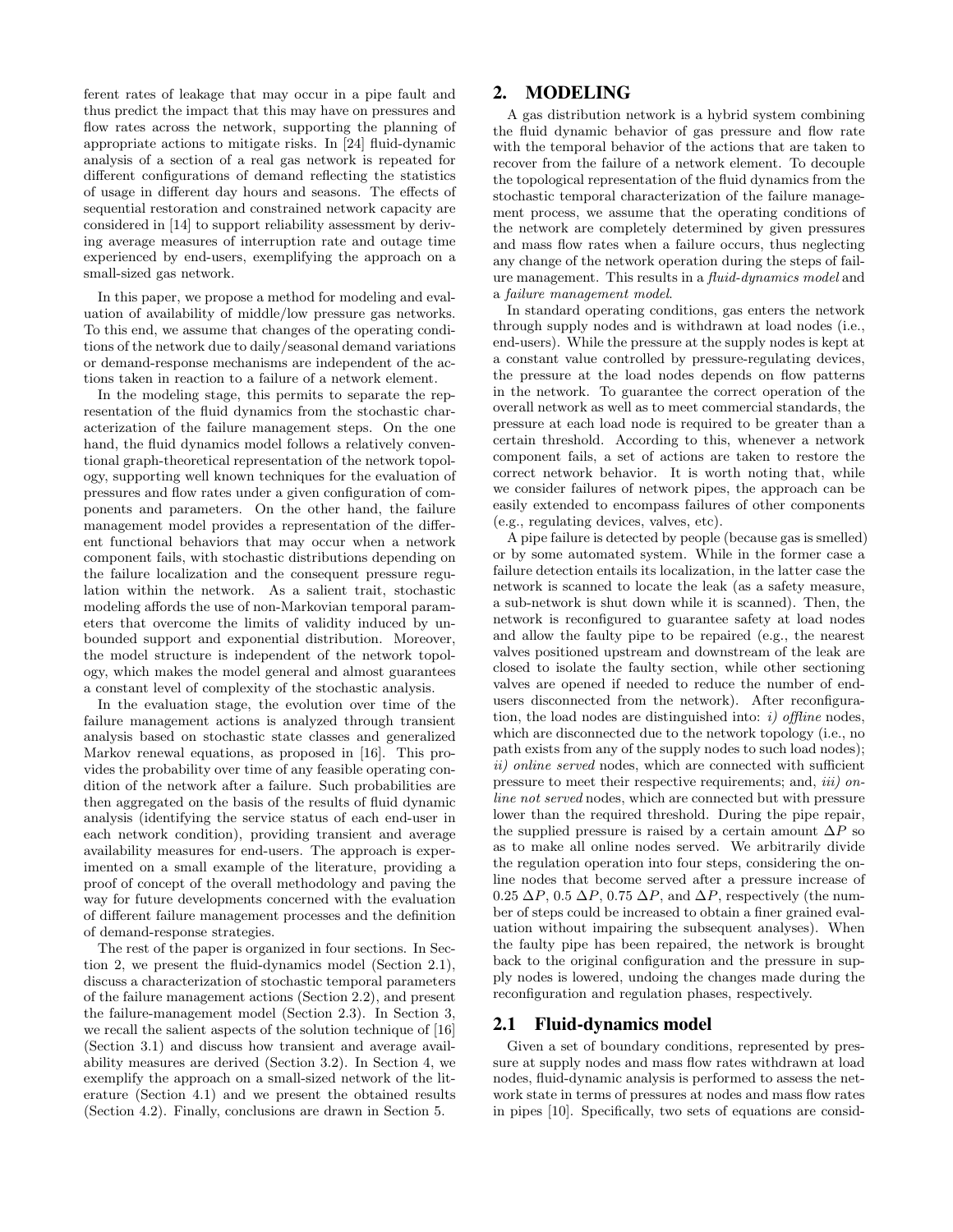ferent rates of leakage that may occur in a pipe fault and thus predict the impact that this may have on pressures and flow rates across the network, supporting the planning of appropriate actions to mitigate risks. In [24] fluid-dynamic analysis of a section of a real gas network is repeated for different configurations of demand reflecting the statistics of usage in different day hours and seasons. The effects of sequential restoration and constrained network capacity are considered in [14] to support reliability assessment by deriving average measures of interruption rate and outage time experienced by end-users, exemplifying the approach on a small-sized gas network.

In this paper, we propose a method for modeling and evaluation of availability of middle/low pressure gas networks. To this end, we assume that changes of the operating conditions of the network due to daily/seasonal demand variations or demand-response mechanisms are independent of the actions taken in reaction to a failure of a network element.

In the modeling stage, this permits to separate the representation of the fluid dynamics from the stochastic characterization of the failure management steps. On the one hand, the fluid dynamics model follows a relatively conventional graph-theoretical representation of the network topology, supporting well known techniques for the evaluation of pressures and flow rates under a given configuration of components and parameters. On the other hand, the failure management model provides a representation of the different functional behaviors that may occur when a network component fails, with stochastic distributions depending on the failure localization and the consequent pressure regulation within the network. As a salient trait, stochastic modeling affords the use of non-Markovian temporal parameters that overcome the limits of validity induced by unbounded support and exponential distribution. Moreover, the model structure is independent of the network topology, which makes the model general and almost guarantees a constant level of complexity of the stochastic analysis.

In the evaluation stage, the evolution over time of the failure management actions is analyzed through transient analysis based on stochastic state classes and generalized Markov renewal equations, as proposed in [16]. This provides the probability over time of any feasible operating condition of the network after a failure. Such probabilities are then aggregated on the basis of the results of fluid dynamic analysis (identifying the service status of each end-user in each network condition), providing transient and average availability measures for end-users. The approach is experimented on a small example of the literature, providing a proof of concept of the overall methodology and paving the way for future developments concerned with the evaluation of different failure management processes and the definition of demand-response strategies.

The rest of the paper is organized in four sections. In Section 2, we present the fluid-dynamics model (Section 2.1), discuss a characterization of stochastic temporal parameters of the failure management actions (Section 2.2), and present the failure-management model (Section 2.3). In Section 3, we recall the salient aspects of the solution technique of [16] (Section 3.1) and discuss how transient and average availability measures are derived (Section 3.2). In Section 4, we exemplify the approach on a small-sized network of the literature (Section 4.1) and we present the obtained results (Section 4.2). Finally, conclusions are drawn in Section 5.

## 2. MODELING

A gas distribution network is a hybrid system combining the fluid dynamic behavior of gas pressure and flow rate with the temporal behavior of the actions that are taken to recover from the failure of a network element. To decouple the topological representation of the fluid dynamics from the stochastic temporal characterization of the failure management process, we assume that the operating conditions of the network are completely determined by given pressures and mass flow rates when a failure occurs, thus neglecting any change of the network operation during the steps of failure management. This results in a *fluid-dynamics model* and a *failure management model*.

In standard operating conditions, gas enters the network through supply nodes and is withdrawn at load nodes (i.e., end-users). While the pressure at the supply nodes is kept at a constant value controlled by pressure-regulating devices, the pressure at the load nodes depends on flow patterns in the network. To guarantee the correct operation of the overall network as well as to meet commercial standards, the pressure at each load node is required to be greater than a certain threshold. According to this, whenever a network component fails, a set of actions are taken to restore the correct network behavior. It is worth noting that, while we consider failures of network pipes, the approach can be easily extended to encompass failures of other components (e.g., regulating devices, valves, etc).

A pipe failure is detected by people (because gas is smelled) or by some automated system. While in the former case a failure detection entails its localization, in the latter case the network is scanned to locate the leak (as a safety measure, a sub-network is shut down while it is scanned). Then, the network is reconfigured to guarantee safety at load nodes and allow the faulty pipe to be repaired (e.g., the nearest valves positioned upstream and downstream of the leak are closed to isolate the faulty section, while other sectioning valves are opened if needed to reduce the number of end-users disconnected from the network). After reconfiguration, the load nodes are distinguished into: *i) offline* nodes, which are disconnected due to the network topology (i.e., no path exists from any of the supply nodes to such load nodes); *ii) online served* nodes, which are connected with sufficient pressure to meet their respective requirements; and, *iii) online not served* nodes, which are connected but with pressure lower than the required threshold. During the pipe repair, the supplied pressure is raised by a certain amount $\Delta P$ so as to make all online nodes served. We arbitrarily divide the regulation operation into four steps, considering the online nodes that become served after a pressure increase of $0.25\ \Delta P$, $0.5\ \Delta P$, $0.75\ \Delta P$, and $\Delta P$, respectively (the number of steps could be increased to obtain a finer grained evaluation without impairing the subsequent analyses). When the faulty pipe has been repaired, the network is brought back to the original configuration and the pressure in supply nodes is lowered, undoing the changes made during the reconfiguration and regulation phases, respectively.

### 2.1 Fluid-dynamics model

Given a set of boundary conditions, represented by pressure at supply nodes and mass flow rates withdrawn at load nodes, fluid-dynamic analysis is performed to assess the network state in terms of pressures at nodes and mass flow rates in pipes [10]. Specifically, two sets of equations are consid-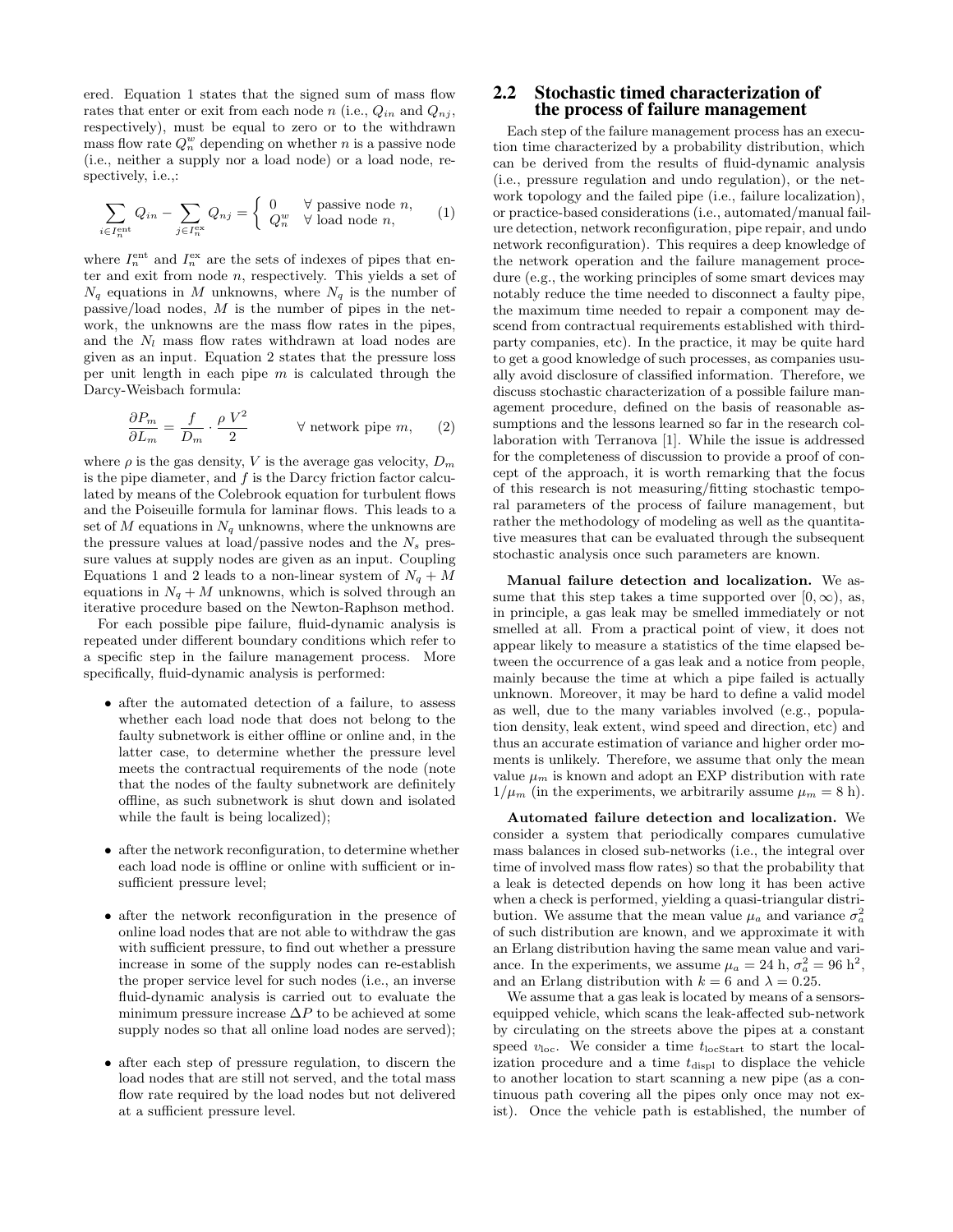ered. Equation 1 states that the signed sum of mass flow rates that enter or exit from each node $n$ (i.e., $Q_{in}$ and $Q_{nj}$, respectively), must be equal to zero or to the withdrawn mass flow rate $Q_n^w$ depending on whether $n$ is a passive node (i.e., neither a supply nor a load node) or a load node, respectively, i.e.,:

$$\sum_{i \in I_n^{\text{ent}}} Q_{in} - \sum_{j \in I_n^{\text{ex}}} Q_{nj} = \begin{cases} 0 & \forall \text{ passive node } n, \\ Q_n^w & \forall \text{ load node } n, \end{cases} \quad (1)$$

where $I_n^{\text{ent}}$ and $I_n^{\text{ex}}$ are the sets of indexes of pipes that enter and exit from node $n$, respectively. This yields a set of $N_q$ equations in $M$ unknowns, where $N_q$ is the number of passive/load nodes, $M$ is the number of pipes in the network, the unknowns are the mass flow rates in the pipes, and the $N_l$ mass flow rates withdrawn at load nodes are given as an input. Equation 2 states that the pressure loss per unit length in each pipe $m$ is calculated through the Darcy-Weisbach formula:

$$\frac{\partial P_m}{\partial L_m} = \frac{f}{D_m} \cdot \frac{\rho \, V^2}{2} \qquad \forall \text{ network pipe } m, \quad (2)$$

where $\rho$ is the gas density, $V$ is the average gas velocity, $D_m$ is the pipe diameter, and $f$ is the Darcy friction factor calculated by means of the Colebrook equation for turbulent flows and the Poiseuille formula for laminar flows. This leads to a set of $M$ equations in $N_q$ unknowns, where the unknowns are the pressure values at load/passive nodes and the $N_s$ pressure values at supply nodes are given as an input. Coupling Equations 1 and 2 leads to a non-linear system of $N_q + M$ equations in $N_q + M$ unknowns, which is solved through an iterative procedure based on the Newton-Raphson method.

For each possible pipe failure, fluid-dynamic analysis is repeated under different boundary conditions which refer to a specific step in the failure management process. More specifically, fluid-dynamic analysis is performed:

- after the automated detection of a failure, to assess whether each load node that does not belong to the faulty subnetwork is either offline or online and, in the latter case, to determine whether the pressure level meets the contractual requirements of the node (note that the nodes of the faulty subnetwork are definitely offline, as such subnetwork is shut down and isolated while the fault is being localized);
- after the network reconfiguration, to determine whether each load node is offline or online with sufficient or insufficient pressure level;
- after the network reconfiguration in the presence of online load nodes that are not able to withdraw the gas with sufficient pressure, to find out whether a pressure increase in some of the supply nodes can re-establish the proper service level for such nodes (i.e., an inverse fluid-dynamic analysis is carried out to evaluate the minimum pressure increase $\Delta P$ to be achieved at some supply nodes so that all online load nodes are served);
- after each step of pressure regulation, to discern the load nodes that are still not served, and the total mass flow rate required by the load nodes but not delivered at a sufficient pressure level.

## 2.2 Stochastic timed characterization of the process of failure management

Each step of the failure management process has an execution time characterized by a probability distribution, which can be derived from the results of fluid-dynamic analysis (i.e., pressure regulation and undo regulation), or the network topology and the failed pipe (i.e., failure localization), or practice-based considerations (i.e., automated/manual failure detection, network reconfiguration, pipe repair, and undo network reconfiguration). This requires a deep knowledge of the network operation and the failure management procedure (e.g., the working principles of some smart devices may notably reduce the time needed to disconnect a faulty pipe, the maximum time needed to repair a component may descend from contractual requirements established with third-party companies, etc). In the practice, it may be quite hard to get a good knowledge of such processes, as companies usually avoid disclosure of classified information. Therefore, we discuss stochastic characterization of a possible failure management procedure, defined on the basis of reasonable assumptions and the lessons learned so far in the research collaboration with Terranova [1]. While the issue is addressed for the completeness of discussion to provide a proof of concept of the approach, it is worth remarking that the focus of this research is not measuring/fitting stochastic temporal parameters of the process of failure management, but rather the methodology of modeling as well as the quantitative measures that can be evaluated through the subsequent stochastic analysis once such parameters are known.

**Manual failure detection and localization.** We assume that this step takes a time supported over $[0, \infty)$, as, in principle, a gas leak may be smelled immediately or not smelled at all. From a practical point of view, it does not appear likely to measure a statistics of the time elapsed between the occurrence of a gas leak and a notice from people, mainly because the time at which a pipe failed is actually unknown. Moreover, it may be hard to define a valid model as well, due to the many variables involved (e.g., population density, leak extent, wind speed and direction, etc) and thus an accurate estimation of variance and higher order moments is unlikely. Therefore, we assume that only the mean value $\mu_m$ is known and adopt an EXP distribution with rate $1/\mu_m$ (in the experiments, we arbitrarily assume $\mu_m = 8$ h).

**Automated failure detection and localization.** We consider a system that periodically compares cumulative mass balances in closed sub-networks (i.e., the integral over time of involved mass flow rates) so that the probability that a leak is detected depends on how long it has been active when a check is performed, yielding a quasi-triangular distribution. We assume that the mean value $\mu_a$ and variance $\sigma_a^2$ of such distribution are known, and we approximate it with an Erlang distribution having the same mean value and variance. In the experiments, we assume $\mu_a = 24$ h, $\sigma_a^2 = 96$ h$^2$, and an Erlang distribution with $k = 6$ and $\lambda = 0.25$.

We assume that a gas leak is located by means of a sensors-equipped vehicle, which scans the leak-affected sub-network by circulating on the streets above the pipes at a constant speed $v_{\text{loc}}$. We consider a time $t_{\text{locStart}}$ to start the localization procedure and a time $t_{\text{displ}}$ to displace the vehicle to another location to start scanning a new pipe (as a continuous path covering all the pipes only once may not exist). Once the vehicle path is established, the number of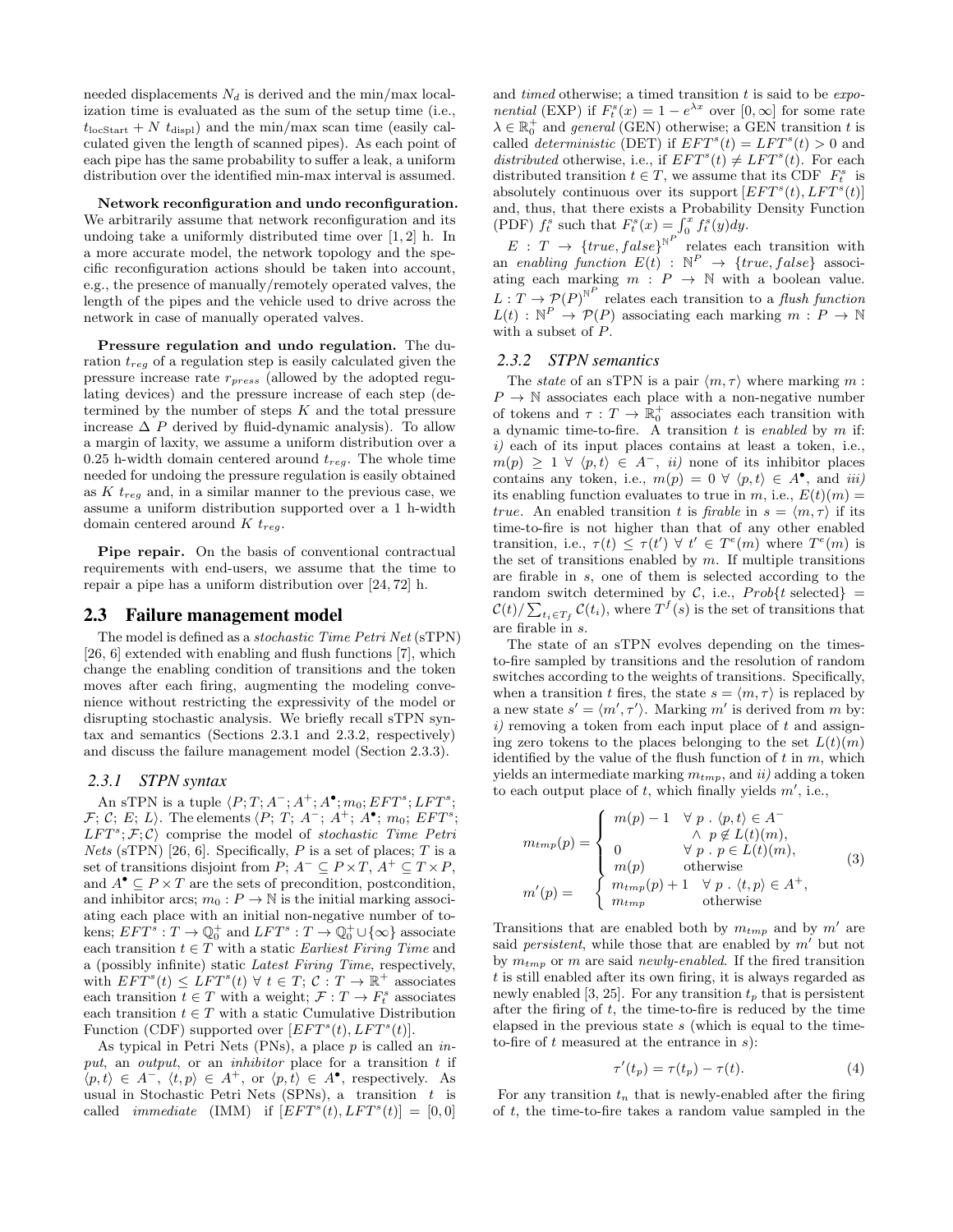needed displacements $N_d$ is derived and the min/max localization time is evaluated as the sum of the setup time (i.e., $t_{\text{locStart}} + N\ t_{\text{displ}}$) and the min/max scan time (easily calculated given the length of scanned pipes). As each point of each pipe has the same probability to suffer a leak, a uniform distribution over the identified min-max interval is assumed.

**Network reconfiguration and undo reconfiguration.** We arbitrarily assume that network reconfiguration and its undoing take a uniformly distributed time over $[1, 2]$ h. In a more accurate model, the network topology and the specific reconfiguration actions should be taken into account, e.g., the presence of manually/remotely operated valves, the length of the pipes and the vehicle used to drive across the network in case of manually operated valves.

**Pressure regulation and undo regulation.** The duration $t_{reg}$ of a regulation step is easily calculated given the pressure increase rate $r_{press}$ (allowed by the adopted regulating devices) and the pressure increase of each step (determined by the number of steps $K$ and the total pressure increase $\Delta\ P$ derived by fluid-dynamic analysis). To allow a margin of laxity, we assume a uniform distribution over a 0.25 h-width domain centered around $t_{reg}$. The whole time needed for undoing the pressure regulation is easily obtained as $K\ t_{reg}$ and, in a similar manner to the previous case, we assume a uniform distribution supported over a 1 h-width domain centered around $K\ t_{reg}$.

**Pipe repair.** On the basis of conventional contractual requirements with end-users, we assume that the time to repair a pipe has a uniform distribution over $[24, 72]$ h.

## 2.3 Failure management model

The model is defined as a *stochastic Time Petri Net* (sTPN) [26, 6] extended with enabling and flush functions [7], which change the enabling condition of transitions and the token moves after each firing, augmenting the modeling convenience without restricting the expressivity of the model or disrupting stochastic analysis. We briefly recall sTPN syntax and semantics (Sections 2.3.1 and 2.3.2, respectively) and discuss the failure management model (Section 2.3.3).

### 2.3.1 STPN syntax

An sTPN is a tuple $\langle P; T; A^-; A^+; A^\bullet; m_0; EFT^s; LFT^s; \mathcal{F}; \mathcal{C}; E; L\rangle$. The elements $\langle P; T; A^-; A^+; A^\bullet; m_0; EFT^s; LFT^s; \mathcal{F}; \mathcal{C}\rangle$ comprise the model of *stochastic Time Petri Nets* (sTPN) [26, 6]. Specifically, $P$ is a set of places; $T$ is a set of transitions disjoint from $P$; $A^- \subseteq P \times T$, $A^+ \subseteq T \times P$, and $A^\bullet \subseteq P \times T$ are the sets of precondition, postcondition, and inhibitor arcs; $m_0 : P \to \mathbb{N}$ is the initial marking associating each place with an initial non-negative number of tokens; $EFT^s : T \to \mathbb{Q}_0^+$ and $LFT^s : T \to \mathbb{Q}_0^+ \cup \{\infty\}$ associate each transition $t \in T$ with a static *Earliest Firing Time* and a (possibly infinite) static *Latest Firing Time*, respectively, with $EFT^s(t) \leq LFT^s(t)\ \forall\ t \in T$; $\mathcal{C} : T \to \mathbb{R}^+$ associates each transition $t \in T$ with a weight; $\mathcal{F} : T \to F_t^s$ associates each transition $t \in T$ with a static Cumulative Distribution Function (CDF) supported over $[EFT^s(t), LFT^s(t)]$.

As typical in Petri Nets (PNs), a place $p$ is called an *input*, an *output*, or an *inhibitor* place for a transition $t$ if $\langle p, t\rangle \in A^-$, $\langle t, p\rangle \in A^+$, or $\langle p, t\rangle \in A^\bullet$, respectively. As usual in Stochastic Petri Nets (SPNs), a transition $t$ is called *immediate* (IMM) if $[EFT^s(t), LFT^s(t)] = [0, 0]$ and *timed* otherwise; a timed transition $t$ is said to be *exponential* (EXP) if $F_t^s(x) = 1 - e^{\lambda x}$ over $[0, \infty]$ for some rate $\lambda \in \mathbb{R}_0^+$ and *general* (GEN) otherwise; a GEN transition $t$ is called *deterministic* (DET) if $EFT^s(t) = LFT^s(t) > 0$ and *distributed* otherwise, i.e., if $EFT^s(t) \neq LFT^s(t)$. For each distributed transition $t \in T$, we assume that its CDF $F_t^s$ is absolutely continuous over its support $[EFT^s(t), LFT^s(t)]$ and, thus, that there exists a Probability Density Function (PDF) $f_t^s$ such that $F_t^s(x) = \int_0^x f_t^s(y)dy$.

$E : T \to \{true, false\}^{\mathbb{N}^P}$ relates each transition with an *enabling function* $E(t) : \mathbb{N}^P \to \{true, false\}$ associating each marking $m : P \to \mathbb{N}$ with a boolean value. $L : T \to \mathcal{P}(P)^{\mathbb{N}^P}$ relates each transition to a *flush function* $L(t) : \mathbb{N}^P \to \mathcal{P}(P)$ associating each marking $m : P \to \mathbb{N}$ with a subset of $P$.

### 2.3.2 STPN semantics

The *state* of an sTPN is a pair $\langle m, \tau\rangle$ where marking $m : P \to \mathbb{N}$ associates each place with a non-negative number of tokens and $\tau : T \to \mathbb{R}_0^+$ associates each transition with a dynamic time-to-fire. A transition $t$ is *enabled* by $m$ if: *i)* each of its input places contains at least a token, i.e., $m(p) \geq 1\ \forall\ \langle p, t\rangle \in A^-$, *ii)* none of its inhibitor places contains any token, i.e., $m(p) = 0\ \forall\ \langle p, t\rangle \in A^\bullet$, and *iii)* its enabling function evaluates to true in $m$, i.e., $E(t)(m) = true$. An enabled transition $t$ is *firable* in $s = \langle m, \tau\rangle$ if its time-to-fire is not higher than that of any other enabled transition, i.e., $\tau(t) \leq \tau(t')\ \forall\ t' \in T^e(m)$ where $T^e(m)$ is the set of transitions enabled by $m$. If multiple transitions are firable in $s$, one of them is selected according to the random switch determined by $\mathcal{C}$, i.e., $Prob\{t \text{ selected}\} = \mathcal{C}(t)/\sum_{t_i \in T_f} \mathcal{C}(t_i)$, where $T^f(s)$ is the set of transitions that are firable in $s$.

The state of an sTPN evolves depending on the times-to-fire sampled by transitions and the resolution of random switches according to the weights of transitions. Specifically, when a transition $t$ fires, the state $s = \langle m, \tau\rangle$ is replaced by a new state $s' = \langle m', \tau'\rangle$. Marking $m'$ is derived from $m$ by: *i)* removing a token from each input place of $t$ and assigning zero tokens to the places belonging to the set $L(t)(m)$ identified by the value of the flush function of $t$ in $m$, which yields an intermediate marking $m_{tmp}$, and *ii)* adding a token to each output place of $t$, which finally yields $m'$, i.e.,

$$
\begin{aligned}
m_{tmp}(p) &= \begin{cases} m(p) - 1 & \forall\ p\ .\ \langle p, t\rangle \in A^- \\ & \quad \wedge\ p \notin L(t)(m), \\ 0 & \forall\ p\ .\ p \in L(t)(m), \\ m(p) & \text{otherwise} \end{cases} \\
m'(p) &= \begin{cases} m_{tmp}(p) + 1 & \forall\ p\ .\ \langle t, p\rangle \in A^+, \\ m_{tmp} & \text{otherwise} \end{cases}
\end{aligned}
\tag{3}
$$

Transitions that are enabled both by $m_{tmp}$ and by $m'$ are said *persistent*, while those that are enabled by $m'$ but not by $m_{tmp}$ or $m$ are said *newly-enabled*. If the fired transition $t$ is still enabled after its own firing, it is always regarded as newly enabled [3, 25]. For any transition $t_p$ that is persistent after the firing of $t$, the time-to-fire is reduced by the time elapsed in the previous state $s$ (which is equal to the time-to-fire of $t$ measured at the entrance in $s$):

$$\tau'(t_p) = \tau(t_p) - \tau(t). \tag{4}$$

For any transition $t_n$ that is newly-enabled after the firing of $t$, the time-to-fire takes a random value sampled in the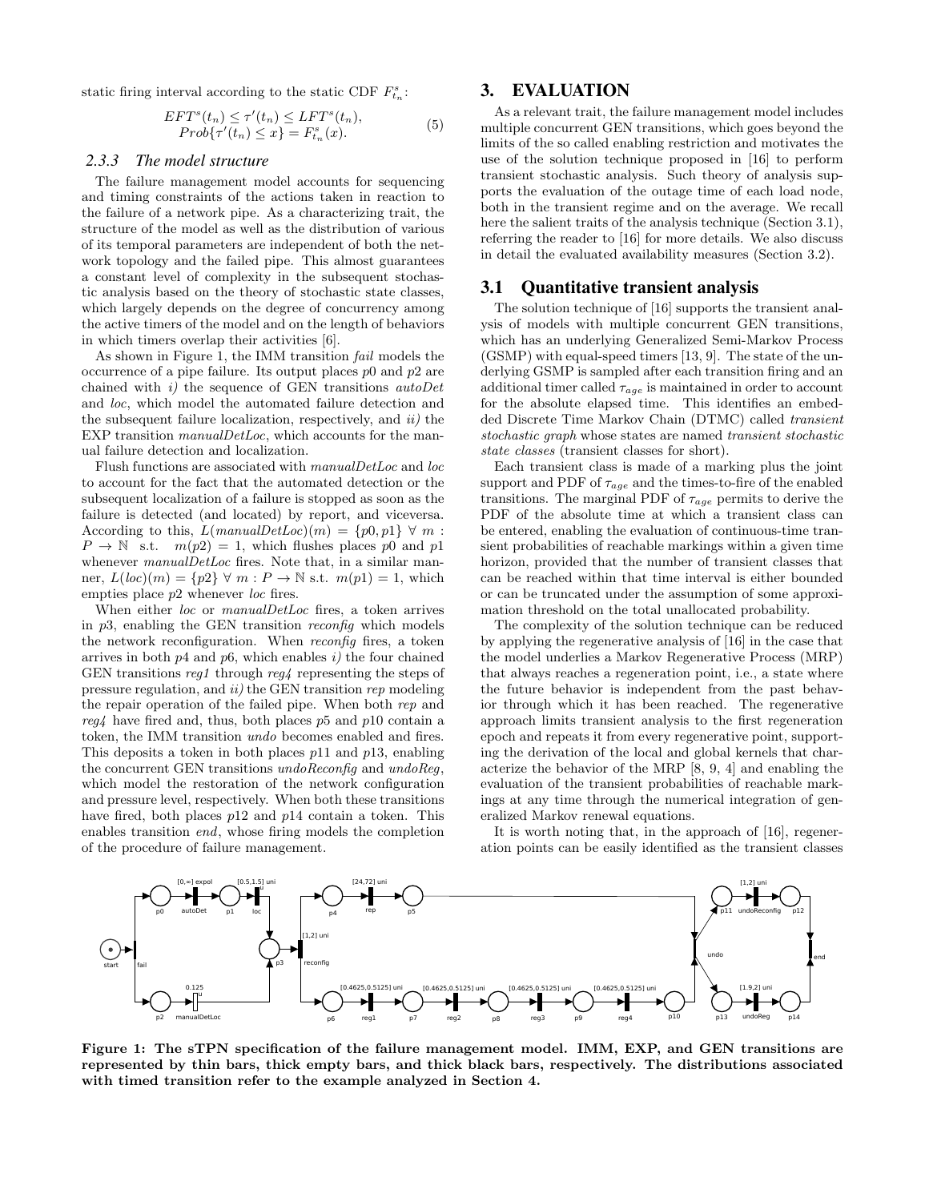static firing interval according to the static CDF $F^s_{t_n}$:

$$EFT^s(t_n) \leq \tau'(t_n) \leq LFT^s(t_n),$$
$$Prob\{\tau'(t_n) \leq x\} = F^s_{t_n}(x). \quad (5)$$

### 2.3.3 The model structure

The failure management model accounts for sequencing and timing constraints of the actions taken in reaction to the failure of a network pipe. As a characterizing trait, the structure of the model as well as the distribution of various of its temporal parameters are independent of both the network topology and the failed pipe. This almost guarantees a constant level of complexity in the subsequent stochastic analysis based on the theory of stochastic state classes, which largely depends on the degree of concurrency among the active timers of the model and on the length of behaviors in which timers overlap their activities [6].

As shown in Figure 1, the IMM transition *fail* models the occurrence of a pipe failure. Its output places $p0$ and $p2$ are chained with *i)* the sequence of GEN transitions *autoDet* and *loc*, which model the automated failure detection and the subsequent failure localization, respectively, and *ii)* the EXP transition *manualDetLoc*, which accounts for the manual failure detection and localization.

Flush functions are associated with *manualDetLoc* and *loc* to account for the fact that the automated detection or the subsequent localization of a failure is stopped as soon as the failure is detected (and located) by report, and viceversa. According to this, $L(manualDetLoc)(m) = \{p0, p1\}\ \forall\ m : P \to \mathbb{N}$ s.t. $m(p2) = 1$, which flushes places $p0$ and $p1$ whenever *manualDetLoc* fires. Note that, in a similar manner, $L(loc)(m) = \{p2\}\ \forall\ m : P \to \mathbb{N}$ s.t. $m(p1) = 1$, which empties place $p2$ whenever *loc* fires.

When either *loc* or *manualDetLoc* fires, a token arrives in $p3$, enabling the GEN transition *reconfig* which models the network reconfiguration. When *reconfig* fires, a token arrives in both $p4$ and $p6$, which enables *i)* the four chained GEN transitions *reg1* through *reg4* representing the steps of pressure regulation, and *ii)* the GEN transition *rep* modeling the repair operation of the failed pipe. When both *rep* and *reg4* have fired and, thus, both places $p5$ and $p10$ contain a token, the IMM transition *undo* becomes enabled and fires. This deposits a token in both places $p11$ and $p13$, enabling the concurrent GEN transitions *undoReconfig* and *undoReg*, which model the restoration of the network configuration and pressure level, respectively. When both these transitions have fired, both places $p12$ and $p14$ contain a token. This enables transition *end*, whose firing models the completion of the procedure of failure management.

## 3. EVALUATION

As a relevant trait, the failure management model includes multiple concurrent GEN transitions, which goes beyond the limits of the so called enabling restriction and motivates the use of the solution technique proposed in [16] to perform transient stochastic analysis. Such theory of analysis supports the evaluation of the outage time of each load node, both in the transient regime and on the average. We recall here the salient traits of the analysis technique (Section 3.1), referring the reader to [16] for more details. We also discuss in detail the evaluated availability measures (Section 3.2).

## 3.1 Quantitative transient analysis

The solution technique of [16] supports the transient analysis of models with multiple concurrent GEN transitions, which has an underlying Generalized Semi-Markov Process (GSMP) with equal-speed timers [13, 9]. The state of the underlying GSMP is sampled after each transition firing and an additional timer called $\tau_{age}$ is maintained in order to account for the absolute elapsed time. This identifies an embedded Discrete Time Markov Chain (DTMC) called *transient stochastic graph* whose states are named *transient stochastic state classes* (transient classes for short).

Each transient class is made of a marking plus the joint support and PDF of $\tau_{age}$ and the times-to-fire of the enabled transitions. The marginal PDF of $\tau_{age}$ permits to derive the PDF of the absolute time at which a transient class can be entered, enabling the evaluation of continuous-time transient probabilities of reachable markings within a given time horizon, provided that the number of transient classes that can be reached within that time interval is either bounded or can be truncated under the assumption of some approximation threshold on the total unallocated probability.

The complexity of the solution technique can be reduced by applying the regenerative analysis of [16] in the case that the model underlies a Markov Regenerative Process (MRP) that always reaches a regeneration point, i.e., a state where the future behavior is independent from the past behavior through which it has been reached. The regenerative approach limits transient analysis to the first regeneration epoch and repeats it from every regenerative point, supporting the derivation of the local and global kernels that characterize the behavior of the MRP [8, 9, 4] and enabling the evaluation of the transient probabilities of reachable markings at any time through the numerical integration of generalized Markov renewal equations.

It is worth noting that, in the approach of [16], regeneration points can be easily identified as the transient classes

**Figure 1: The sTPN specification of the failure management model. IMM, EXP, and GEN transitions are represented by thin bars, thick empty bars, and thick black bars, respectively. The distributions associated with timed transition refer to the example analyzed in Section 4.**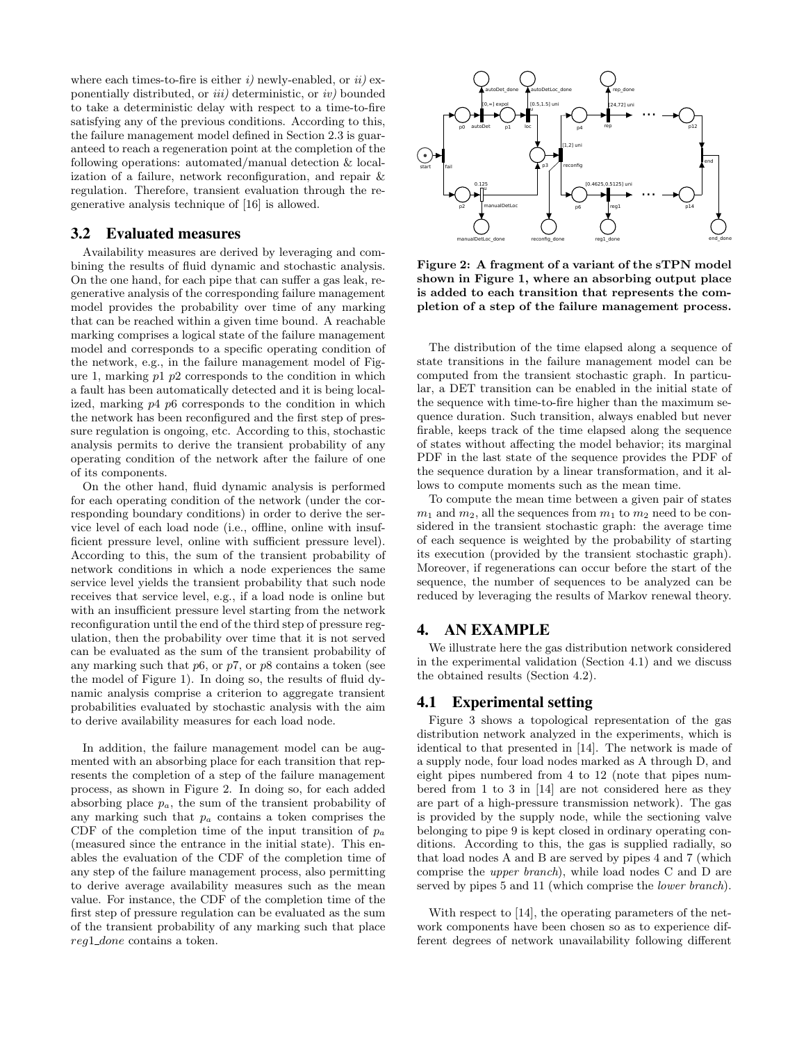where each times-to-fire is either *i)* newly-enabled, or *ii)* exponentially distributed, or *iii)* deterministic, or *iv)* bounded to take a deterministic delay with respect to a time-to-fire satisfying any of the previous conditions. According to this, the failure management model defined in Section 2.3 is guaranteed to reach a regeneration point at the completion of the following operations: automated/manual detection & localization of a failure, network reconfiguration, and repair & regulation. Therefore, transient evaluation through the regenerative analysis technique of [16] is allowed.

## 3.2 Evaluated measures

Availability measures are derived by leveraging and combining the results of fluid dynamic and stochastic analysis. On the one hand, for each pipe that can suffer a gas leak, regenerative analysis of the corresponding failure management model provides the probability over time of any marking that can be reached within a given time bound. A reachable marking comprises a logical state of the failure management model and corresponds to a specific operating condition of the network, e.g., in the failure management model of Figure 1, marking $p1$ $p2$ corresponds to the condition in which a fault has been automatically detected and it is being localized, marking $p4$ $p6$ corresponds to the condition in which the network has been reconfigured and the first step of pressure regulation is ongoing, etc. According to this, stochastic analysis permits to derive the transient probability of any operating condition of the network after the failure of one of its components.

On the other hand, fluid dynamic analysis is performed for each operating condition of the network (under the corresponding boundary conditions) in order to derive the service level of each load node (i.e., offline, online with insufficient pressure level, online with sufficient pressure level). According to this, the sum of the transient probability of network conditions in which a node experiences the same service level yields the transient probability that such node receives that service level, e.g., if a load node is online but with an insufficient pressure level starting from the network reconfiguration until the end of the third step of pressure regulation, then the probability over time that it is not served can be evaluated as the sum of the transient probability of any marking such that $p6$, or $p7$, or $p8$ contains a token (see the model of Figure 1). In doing so, the results of fluid dynamic analysis comprise a criterion to aggregate transient probabilities evaluated by stochastic analysis with the aim to derive availability measures for each load node.

In addition, the failure management model can be augmented with an absorbing place for each transition that represents the completion of a step of the failure management process, as shown in Figure 2. In doing so, for each added absorbing place $p_a$, the sum of the transient probability of any marking such that $p_a$ contains a token comprises the CDF of the completion time of the input transition of $p_a$ (measured since the entrance in the initial state). This enables the evaluation of the CDF of the completion time of any step of the failure management process, also permitting to derive average availability measures such as the mean value. For instance, the CDF of the completion time of the first step of pressure regulation can be evaluated as the sum of the transient probability of any marking such that place *reg1_done* contains a token.

**Figure 2: A fragment of a variant of the sTPN model shown in Figure 1, where an absorbing output place is added to each transition that represents the completion of a step of the failure management process.**

The distribution of the time elapsed along a sequence of state transitions in the failure management model can be computed from the transient stochastic graph. In particular, a DET transition can be enabled in the initial state of the sequence with time-to-fire higher than the maximum sequence duration. Such transition, always enabled but never firable, keeps track of the time elapsed along the sequence of states without affecting the model behavior; its marginal PDF in the last state of the sequence provides the PDF of the sequence duration by a linear transformation, and it allows to compute moments such as the mean time.

To compute the mean time between a given pair of states $m_1$ and $m_2$, all the sequences from $m_1$ to $m_2$ need to be considered in the transient stochastic graph: the average time of each sequence is weighted by the probability of starting its execution (provided by the transient stochastic graph). Moreover, if regenerations can occur before the start of the sequence, the number of sequences to be analyzed can be reduced by leveraging the results of Markov renewal theory.

# 4. AN EXAMPLE

We illustrate here the gas distribution network considered in the experimental validation (Section 4.1) and we discuss the obtained results (Section 4.2).

## 4.1 Experimental setting

Figure 3 shows a topological representation of the gas distribution network analyzed in the experiments, which is identical to that presented in [14]. The network is made of a supply node, four load nodes marked as A through D, and eight pipes numbered from 4 to 12 (note that pipes numbered from 1 to 3 in [14] are not considered here as they are part of a high-pressure transmission network). The gas is provided by the supply node, while the sectioning valve belonging to pipe 9 is kept closed in ordinary operating conditions. According to this, the gas is supplied radially, so that load nodes A and B are served by pipes 4 and 7 (which comprise the *upper branch*), while load nodes C and D are served by pipes 5 and 11 (which comprise the *lower branch*).

With respect to [14], the operating parameters of the network components have been chosen so as to experience different degrees of network unavailability following different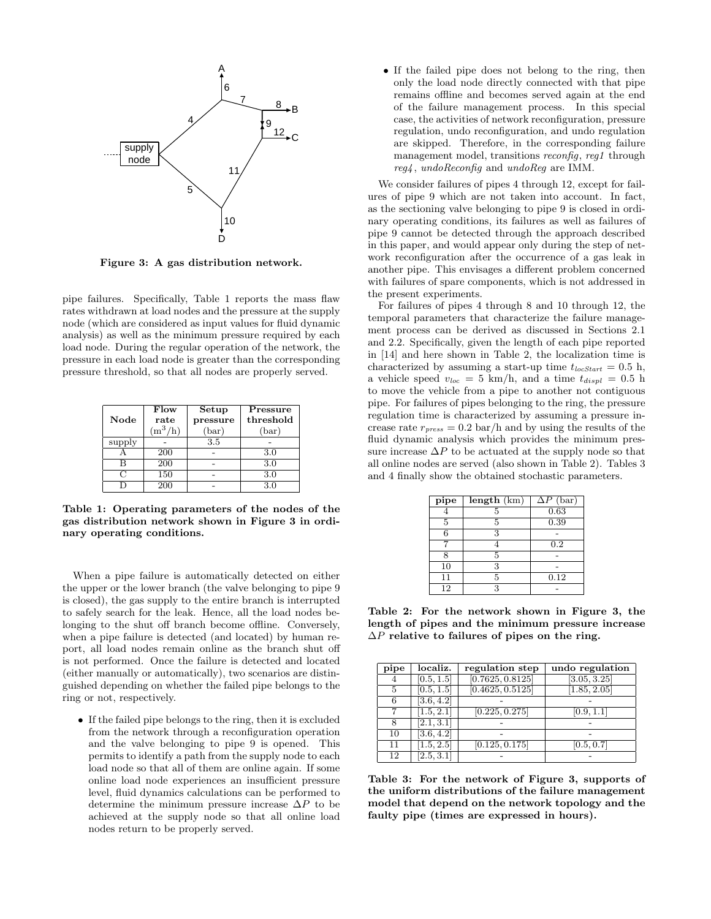Figure 3: A gas distribution network.

pipe failures. Specifically, Table 1 reports the mass flaw rates withdrawn at load nodes and the pressure at the supply node (which are considered as input values for fluid dynamic analysis) as well as the minimum pressure required by each load node. During the regular operation of the network, the pressure in each load node is greater than the corresponding pressure threshold, so that all nodes are properly served.

| Node | Flow rate ($m^3$/h) | Setup pressure (bar) | Pressure threshold (bar) |
|---|---|---|---|
| supply | - | 3.5 | - |
| A | 200 | - | 3.0 |
| B | 200 | - | 3.0 |
| C | 150 | - | 3.0 |
| D | 200 | - | 3.0 |

**Table 1: Operating parameters of the nodes of the gas distribution network shown in Figure 3 in ordinary operating conditions.**

When a pipe failure is automatically detected on either the upper or the lower branch (the valve belonging to pipe 9 is closed), the gas supply to the entire branch is interrupted to safely search for the leak. Hence, all the load nodes belonging to the shut off branch become offline. Conversely, when a pipe failure is detected (and located) by human report, all load nodes remain online as the branch shut off is not performed. Once the failure is detected and located (either manually or automatically), two scenarios are distinguished depending on whether the failed pipe belongs to the ring or not, respectively.

- If the failed pipe belongs to the ring, then it is excluded from the network through a reconfiguration operation and the valve belonging to pipe 9 is opened. This permits to identify a path from the supply node to each load node so that all of them are online again. If some online load node experiences an insufficient pressure level, fluid dynamics calculations can be performed to determine the minimum pressure increase $\Delta P$ to be achieved at the supply node so that all online load nodes return to be properly served.
- If the failed pipe does not belong to the ring, then only the load node directly connected with that pipe remains offline and becomes served again at the end of the failure management process. In this special case, the activities of network reconfiguration, pressure regulation, undo reconfiguration, and undo regulation are skipped. Therefore, in the corresponding failure management model, transitions *reconfig*, *reg1* through *reg4*, *undoReconfig* and *undoReg* are IMM.

We consider failures of pipes 4 through 12, except for failures of pipe 9 which are not taken into account. In fact, as the sectioning valve belonging to pipe 9 is closed in ordinary operating conditions, its failures as well as failures of pipe 9 cannot be detected through the approach described in this paper, and would appear only during the step of network reconfiguration after the occurrence of a gas leak in another pipe. This envisages a different problem concerned with failures of spare components, which is not addressed in the present experiments.

For failures of pipes 4 through 8 and 10 through 12, the temporal parameters that characterize the failure management process can be derived as discussed in Sections 2.1 and 2.2. Specifically, given the length of each pipe reported in [14] and here shown in Table 2, the localization time is characterized by assuming a start-up time $t_{locStart} = 0.5$ h, a vehicle speed $v_{loc} = 5$ km/h, and a time $t_{displ} = 0.5$ h to move the vehicle from a pipe to another not contiguous pipe. For failures of pipes belonging to the ring, the pressure regulation time is characterized by assuming a pressure increase rate $r_{press} = 0.2$ bar/h and by using the results of the fluid dynamic analysis which provides the minimum pressure increase $\Delta P$ to be actuated at the supply node so that all online nodes are served (also shown in Table 2). Tables 3 and 4 finally show the obtained stochastic parameters.

| pipe | length (km) | $\Delta P$ (bar) |
|---|---|---|
| 4 | 5 | 0.63 |
| 5 | 5 | 0.39 |
| 6 | 3 | - |
| 7 | 4 | 0.2 |
| 8 | 5 | - |
| 10 | 3 | - |
| 11 | 5 | 0.12 |
| 12 | 3 | - |

**Table 2: For the network shown in Figure 3, the length of pipes and the minimum pressure increase $\Delta P$ relative to failures of pipes on the ring.**

| pipe | localiz. | regulation step | undo regulation |
|---|---|---|---|
| 4 | $[0.5, 1.5]$ | $[0.7625, 0.8125]$ | $[3.05, 3.25]$ |
| 5 | $[0.5, 1.5]$ | $[0.4625, 0.5125]$ | $[1.85, 2.05]$ |
| 6 | $[3.6, 4.2]$ | - | - |
| 7 | $[1.5, 2.1]$ | $[0.225, 0.275]$ | $[0.9, 1.1]$ |
| 8 | $[2.1, 3.1]$ | - | - |
| 10 | $[3.6, 4.2]$ | - | - |
| 11 | $[1.5, 2.5]$ | $[0.125, 0.175]$ | $[0.5, 0.7]$ |
| 12 | $[2.5, 3.1]$ | - | - |

**Table 3: For the network of Figure 3, supports of the uniform distributions of the failure management model that depend on the network topology and the faulty pipe (times are expressed in hours).**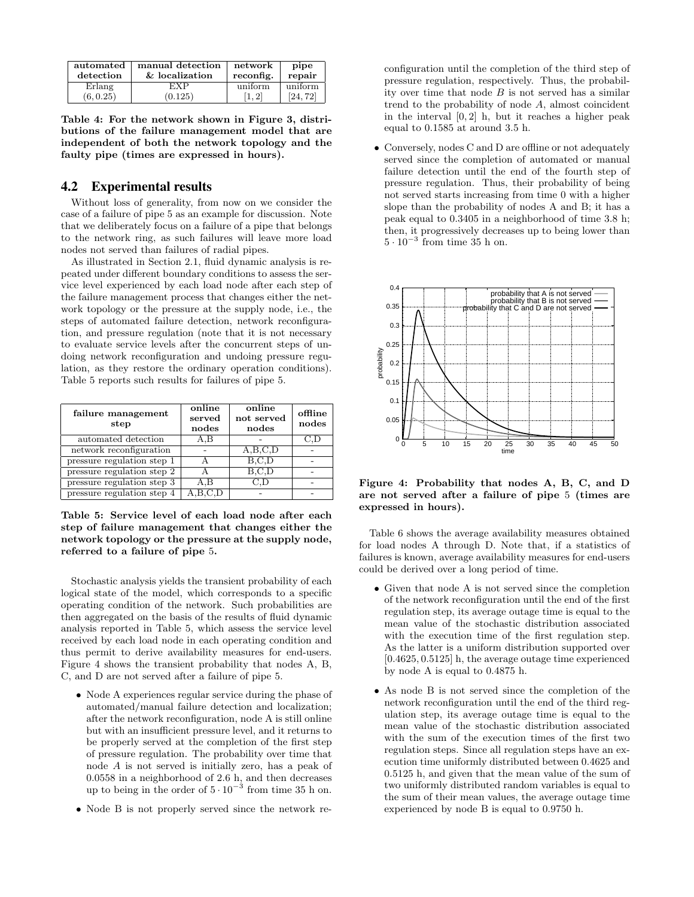| automated detection | manual detection & localization | network reconfig. | pipe repair |
|---|---|---|---|
| Erlang $(6, 0.25)$ | EXP $(0.125)$ | uniform $[1, 2]$ | uniform $[24, 72]$ |

**Table 4: For the network shown in Figure 3, distributions of the failure management model that are independent of both the network topology and the faulty pipe (times are expressed in hours).**

## 4.2 Experimental results

Without loss of generality, from now on we consider the case of a failure of pipe 5 as an example for discussion. Note that we deliberately focus on a failure of a pipe that belongs to the network ring, as such failures will leave more load nodes not served than failures of radial pipes.

As illustrated in Section 2.1, fluid dynamic analysis is repeated under different boundary conditions to assess the service level experienced by each load node after each step of the failure management process that changes either the network topology or the pressure at the supply node, i.e., the steps of automated failure detection, network reconfiguration, and pressure regulation (note that it is not necessary to evaluate service levels after the concurrent steps of undoing network reconfiguration and undoing pressure regulation, as they restore the ordinary operation conditions). Table 5 reports such results for failures of pipe 5.

| failure management step | online served nodes | online not served nodes | offline nodes |
|---|---|---|---|
| automated detection | A,B | - | C,D |
| network reconfiguration | - | A,B,C,D | - |
| pressure regulation step 1 | A | B,C,D | - |
| pressure regulation step 2 | A | B,C,D | - |
| pressure regulation step 3 | A,B | C,D | - |
| pressure regulation step 4 | A,B,C,D | - | - |

**Table 5: Service level of each load node after each step of failure management that changes either the network topology or the pressure at the supply node, referred to a failure of pipe 5.**

Stochastic analysis yields the transient probability of each logical state of the model, which corresponds to a specific operating condition of the network. Such probabilities are then aggregated on the basis of the results of fluid dynamic analysis reported in Table 5, which assess the service level received by each load node in each operating condition and thus permit to derive availability measures for end-users. Figure 4 shows the transient probability that nodes A, B, C, and D are not served after a failure of pipe 5.

- Node A experiences regular service during the phase of automated/manual failure detection and localization; after the network reconfiguration, node A is still online but with an insufficient pressure level, and it returns to be properly served at the completion of the first step of pressure regulation. The probability over time that node $A$ is not served is initially zero, has a peak of 0.0558 in a neighborhood of 2.6 h, and then decreases up to being in the order of $5 \cdot 10^{-3}$ from time 35 h on.
- Node B is not properly served since the network reconfiguration until the completion of the third step of pressure regulation, respectively. Thus, the probability over time that node $B$ is not served has a similar trend to the probability of node $A$, almost coincident in the interval $[0, 2]$ h, but it reaches a higher peak equal to 0.1585 at around 3.5 h.
- Conversely, nodes C and D are offline or not adequately served since the completion of automated or manual failure detection until the end of the fourth step of pressure regulation. Thus, their probability of being not served starts increasing from time 0 with a higher slope than the probability of nodes A and B; it has a peak equal to 0.3405 in a neighborhood of time 3.8 h; then, it progressively decreases up to being lower than $5 \cdot 10^{-3}$ from time 35 h on.

**Figure 4: Probability that nodes A, B, C, and D are not served after a failure of pipe 5 (times are expressed in hours).**

Table 6 shows the average availability measures obtained for load nodes A through D. Note that, if a statistics of failures is known, average availability measures for end-users could be derived over a long period of time.

- Given that node A is not served since the completion of the network reconfiguration until the end of the first regulation step, its average outage time is equal to the mean value of the stochastic distribution associated with the execution time of the first regulation step. As the latter is a uniform distribution supported over $[0.4625, 0.5125]$ h, the average outage time experienced by node A is equal to 0.4875 h.
- As node B is not served since the completion of the network reconfiguration until the end of the third regulation step, its average outage time is equal to the mean value of the stochastic distribution associated with the sum of the execution times of the first two regulation steps. Since all regulation steps have an execution time uniformly distributed between 0.4625 and 0.5125 h, and given that the mean value of the sum of two uniformly distributed random variables is equal to the sum of their mean values, the average outage time experienced by node B is equal to 0.9750 h.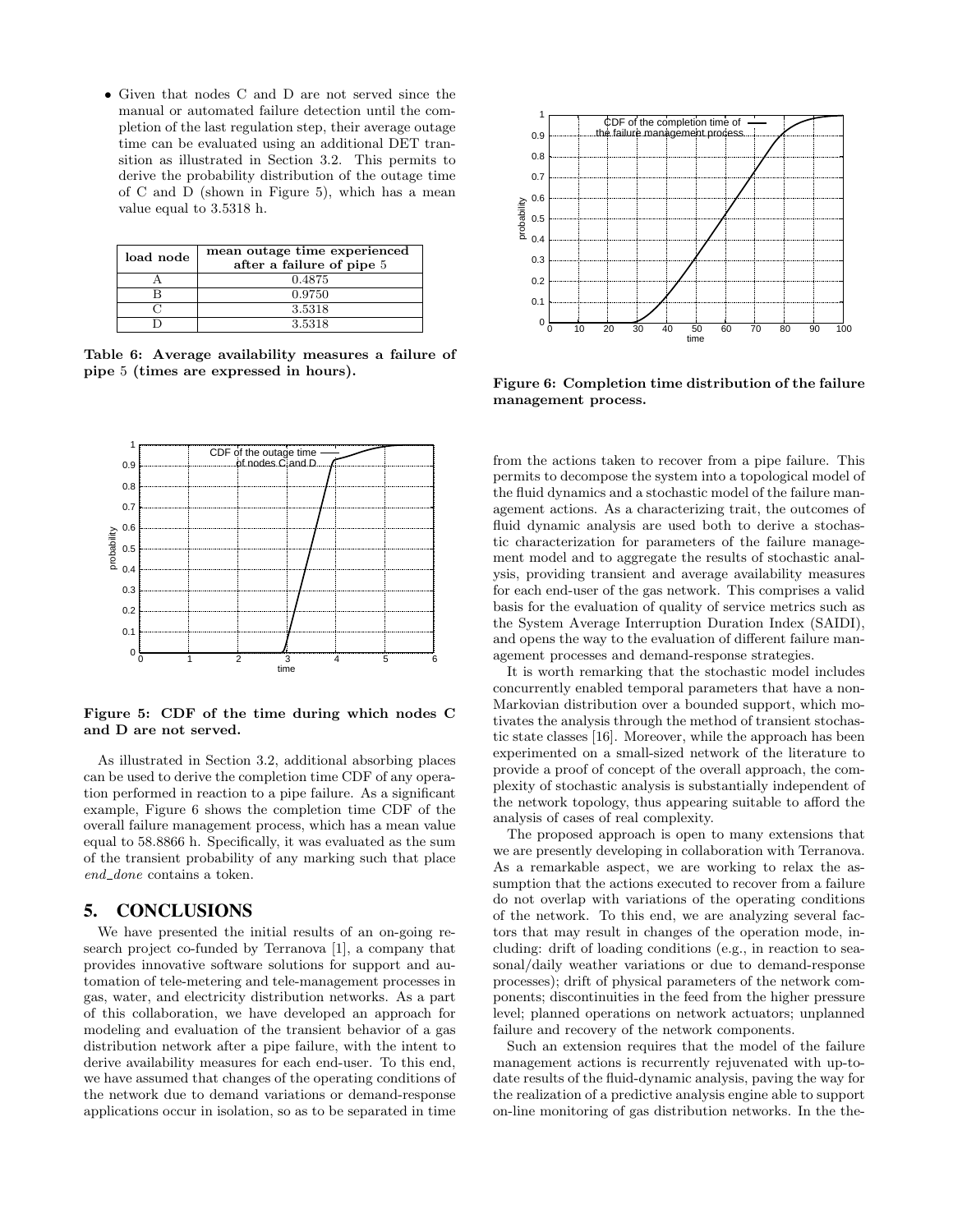- Given that nodes C and D are not served since the manual or automated failure detection until the completion of the last regulation step, their average outage time can be evaluated using an additional DET transition as illustrated in Section 3.2. This permits to derive the probability distribution of the outage time of C and D (shown in Figure 5), which has a mean value equal to 3.5318 h.

| load node | mean outage time experienced after a failure of pipe 5 |
|---|---|
| A | 0.4875 |
| B | 0.9750 |
| C | 3.5318 |
| D | 3.5318 |

**Table 6: Average availability measures a failure of pipe 5 (times are expressed in hours).**

**Figure 5: CDF of the time during which nodes C and D are not served.**

As illustrated in Section 3.2, additional absorbing places can be used to derive the completion time CDF of any operation performed in reaction to a pipe failure. As a significant example, Figure 6 shows the completion time CDF of the overall failure management process, which has a mean value equal to 58.8866 h. Specifically, it was evaluated as the sum of the transient probability of any marking such that place *end_done* contains a token.

## 5. CONCLUSIONS

We have presented the initial results of an on-going research project co-funded by Terranova [1], a company that provides innovative software solutions for support and automation of tele-metering and tele-management processes in gas, water, and electricity distribution networks. As a part of this collaboration, we have developed an approach for modeling and evaluation of the transient behavior of a gas distribution network after a pipe failure, with the intent to derive availability measures for each end-user. To this end, we have assumed that changes of the operating conditions of the network due to demand variations or demand-response applications occur in isolation, so as to be separated in time from the actions taken to recover from a pipe failure. This permits to decompose the system into a topological model of the fluid dynamics and a stochastic model of the failure management actions. As a characterizing trait, the outcomes of fluid dynamic analysis are used both to derive a stochastic characterization for parameters of the failure management model and to aggregate the results of stochastic analysis, providing transient and average availability measures for each end-user of the gas network. This comprises a valid basis for the evaluation of quality of service metrics such as the System Average Interruption Duration Index (SAIDI), and opens the way to the evaluation of different failure management processes and demand-response strategies.

**Figure 6: Completion time distribution of the failure management process.**

It is worth remarking that the stochastic model includes concurrently enabled temporal parameters that have a non-Markovian distribution over a bounded support, which motivates the analysis through the method of transient stochastic state classes [16]. Moreover, while the approach has been experimented on a small-sized network of the literature to provide a proof of concept of the overall approach, the complexity of stochastic analysis is substantially independent of the network topology, thus appearing suitable to afford the analysis of cases of real complexity.

The proposed approach is open to many extensions that we are presently developing in collaboration with Terranova. As a remarkable aspect, we are working to relax the assumption that the actions executed to recover from a failure do not overlap with variations of the operating conditions of the network. To this end, we are analyzing several factors that may result in changes of the operation mode, including: drift of loading conditions (e.g., in reaction to seasonal/daily weather variations or due to demand-response processes); drift of physical parameters of the network components; discontinuities in the feed from the higher pressure level; planned operations on network actuators; unplanned failure and recovery of the network components.

Such an extension requires that the model of the failure management actions is recurrently rejuvenated with up-to-date results of the fluid-dynamic analysis, paving the way for the realization of a predictive analysis engine able to support on-line monitoring of gas distribution networks. In the the-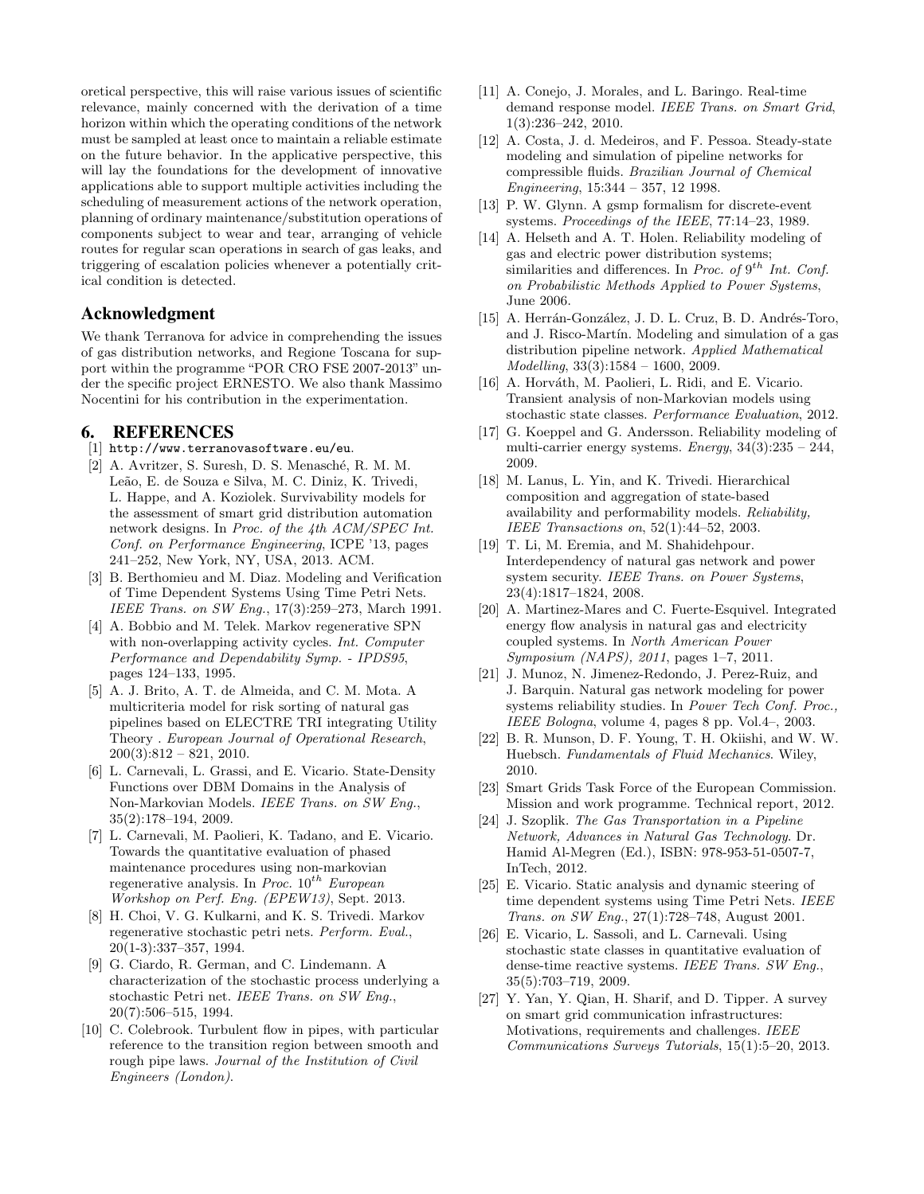oretical perspective, this will raise various issues of scientific relevance, mainly concerned with the derivation of a time horizon within which the operating conditions of the network must be sampled at least once to maintain a reliable estimate on the future behavior. In the applicative perspective, this will lay the foundations for the development of innovative applications able to support multiple activities including the scheduling of measurement actions of the network operation, planning of ordinary maintenance/substitution operations of components subject to wear and tear, arranging of vehicle routes for regular scan operations in search of gas leaks, and triggering of escalation policies whenever a potentially critical condition is detected.

## Acknowledgment

We thank Terranova for advice in comprehending the issues of gas distribution networks, and Regione Toscana for support within the programme "POR CRO FSE 2007-2013" under the specific project ERNESTO. We also thank Massimo Nocentini for his contribution in the experimentation.

# 6. REFERENCES

[1] `http://www.terranovasoftware.eu/eu`.

[2] A. Avritzer, S. Suresh, D. S. Menasché, R. M. M. Leão, E. de Souza e Silva, M. C. Diniz, K. Trivedi, L. Happe, and A. Koziolek. Survivability models for the assessment of smart grid distribution automation network designs. In *Proc. of the 4th ACM/SPEC Int. Conf. on Performance Engineering*, ICPE '13, pages 241–252, New York, NY, USA, 2013. ACM.

[3] B. Berthomieu and M. Diaz. Modeling and Verification of Time Dependent Systems Using Time Petri Nets. *IEEE Trans. on SW Eng.*, 17(3):259–273, March 1991.

[4] A. Bobbio and M. Telek. Markov regenerative SPN with non-overlapping activity cycles. *Int. Computer Performance and Dependability Symp. - IPDS95*, pages 124–133, 1995.

[5] A. J. Brito, A. T. de Almeida, and C. M. Mota. A multicriteria model for risk sorting of natural gas pipelines based on ELECTRE TRI integrating Utility Theory . *European Journal of Operational Research*, 200(3):812 – 821, 2010.

[6] L. Carnevali, L. Grassi, and E. Vicario. State-Density Functions over DBM Domains in the Analysis of Non-Markovian Models. *IEEE Trans. on SW Eng.*, 35(2):178–194, 2009.

[7] L. Carnevali, M. Paolieri, K. Tadano, and E. Vicario. Towards the quantitative evaluation of phased maintenance procedures using non-markovian regenerative analysis. In *Proc. 10$^{th}$ European Workshop on Perf. Eng. (EPEW13)*, Sept. 2013.

[8] H. Choi, V. G. Kulkarni, and K. S. Trivedi. Markov regenerative stochastic petri nets. *Perform. Eval.*, 20(1-3):337–357, 1994.

[9] G. Ciardo, R. German, and C. Lindemann. A characterization of the stochastic process underlying a stochastic Petri net. *IEEE Trans. on SW Eng.*, 20(7):506–515, 1994.

[10] C. Colebrook. Turbulent flow in pipes, with particular reference to the transition region between smooth and rough pipe laws. *Journal of the Institution of Civil Engineers (London)*.

[11] A. Conejo, J. Morales, and L. Baringo. Real-time demand response model. *IEEE Trans. on Smart Grid*, 1(3):236–242, 2010.

[12] A. Costa, J. d. Medeiros, and F. Pessoa. Steady-state modeling and simulation of pipeline networks for compressible fluids. *Brazilian Journal of Chemical Engineering*, 15:344 – 357, 12 1998.

[13] P. W. Glynn. A gsmp formalism for discrete-event systems. *Proceedings of the IEEE*, 77:14–23, 1989.

[14] A. Helseth and A. T. Holen. Reliability modeling of gas and electric power distribution systems; similarities and differences. In *Proc. of 9$^{th}$ Int. Conf. on Probabilistic Methods Applied to Power Systems*, June 2006.

[15] A. Herrán-González, J. D. L. Cruz, B. D. Andrés-Toro, and J. Risco-Martín. Modeling and simulation of a gas distribution pipeline network. *Applied Mathematical Modelling*, 33(3):1584 – 1600, 2009.

[16] A. Horváth, M. Paolieri, L. Ridi, and E. Vicario. Transient analysis of non-Markovian models using stochastic state classes. *Performance Evaluation*, 2012.

[17] G. Koeppel and G. Andersson. Reliability modeling of multi-carrier energy systems. *Energy*, 34(3):235 – 244, 2009.

[18] M. Lanus, L. Yin, and K. Trivedi. Hierarchical composition and aggregation of state-based availability and performability models. *Reliability, IEEE Transactions on*, 52(1):44–52, 2003.

[19] T. Li, M. Eremia, and M. Shahidehpour. Interdependency of natural gas network and power system security. *IEEE Trans. on Power Systems*, 23(4):1817–1824, 2008.

[20] A. Martinez-Mares and C. Fuerte-Esquivel. Integrated energy flow analysis in natural gas and electricity coupled systems. In *North American Power Symposium (NAPS), 2011*, pages 1–7, 2011.

[21] J. Munoz, N. Jimenez-Redondo, J. Perez-Ruiz, and J. Barquin. Natural gas network modeling for power systems reliability studies. In *Power Tech Conf. Proc., IEEE Bologna*, volume 4, pages 8 pp. Vol.4–, 2003.

[22] B. R. Munson, D. F. Young, T. H. Okiishi, and W. W. Huebsch. *Fundamentals of Fluid Mechanics*. Wiley, 2010.

[23] Smart Grids Task Force of the European Commission. Mission and work programme. Technical report, 2012.

[24] J. Szoplik. *The Gas Transportation in a Pipeline Network, Advances in Natural Gas Technology*. Dr. Hamid Al-Megren (Ed.), ISBN: 978-953-51-0507-7, InTech, 2012.

[25] E. Vicario. Static analysis and dynamic steering of time dependent systems using Time Petri Nets. *IEEE Trans. on SW Eng.*, 27(1):728–748, August 2001.

[26] E. Vicario, L. Sassoli, and L. Carnevali. Using stochastic state classes in quantitative evaluation of dense-time reactive systems. *IEEE Trans. SW Eng.*, 35(5):703–719, 2009.

[27] Y. Yan, Y. Qian, H. Sharif, and D. Tipper. A survey on smart grid communication infrastructures: Motivations, requirements and challenges. *IEEE Communications Surveys Tutorials*, 15(1):5–20, 2013.